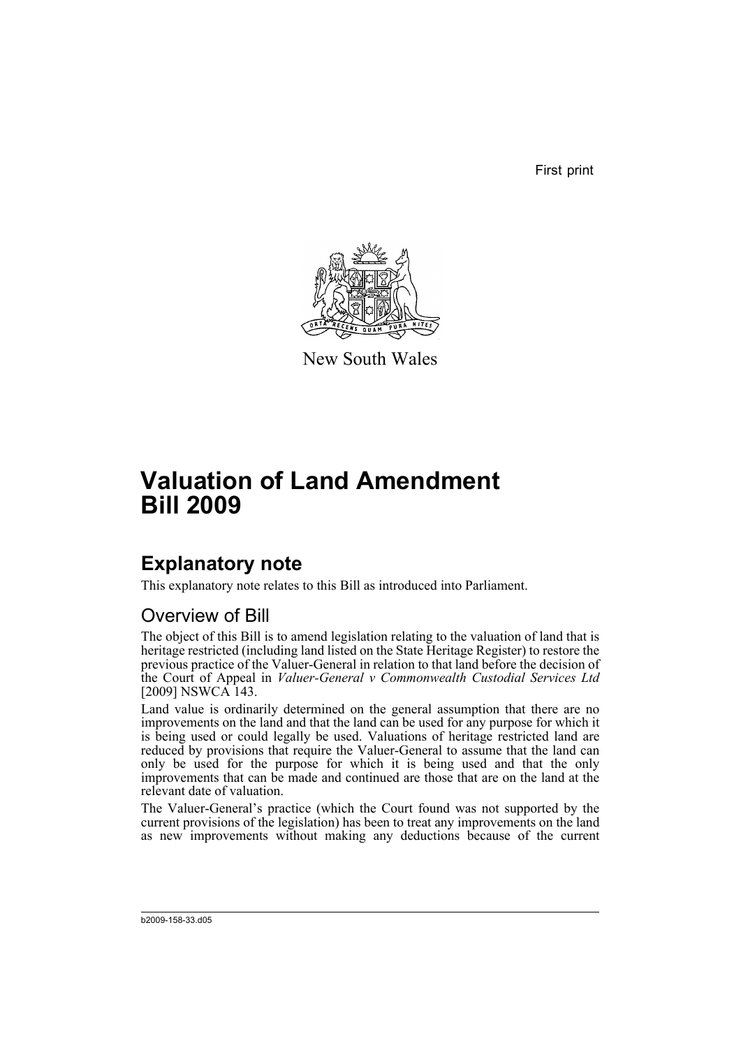First print

New South Wales

# Valuation of Land Amendment Bill 2009

## Explanatory note

This explanatory note relates to this Bill as introduced into Parliament.

### Overview of Bill

The object of this Bill is to amend legislation relating to the valuation of land that is heritage restricted (including land listed on the State Heritage Register) to restore the previous practice of the Valuer-General in relation to that land before the decision of the Court of Appeal in *Valuer-General v Commonwealth Custodial Services Ltd* [2009] NSWCA 143.

Land value is ordinarily determined on the general assumption that there are no improvements on the land and that the land can be used for any purpose for which it is being used or could legally be used. Valuations of heritage restricted land are reduced by provisions that require the Valuer-General to assume that the land can only be used for the purpose for which it is being used and that the only improvements that can be made and continued are those that are on the land at the relevant date of valuation.

The Valuer-General's practice (which the Court found was not supported by the current provisions of the legislation) has been to treat any improvements on the land as new improvements without making any deductions because of the current

b2009-158-33.d05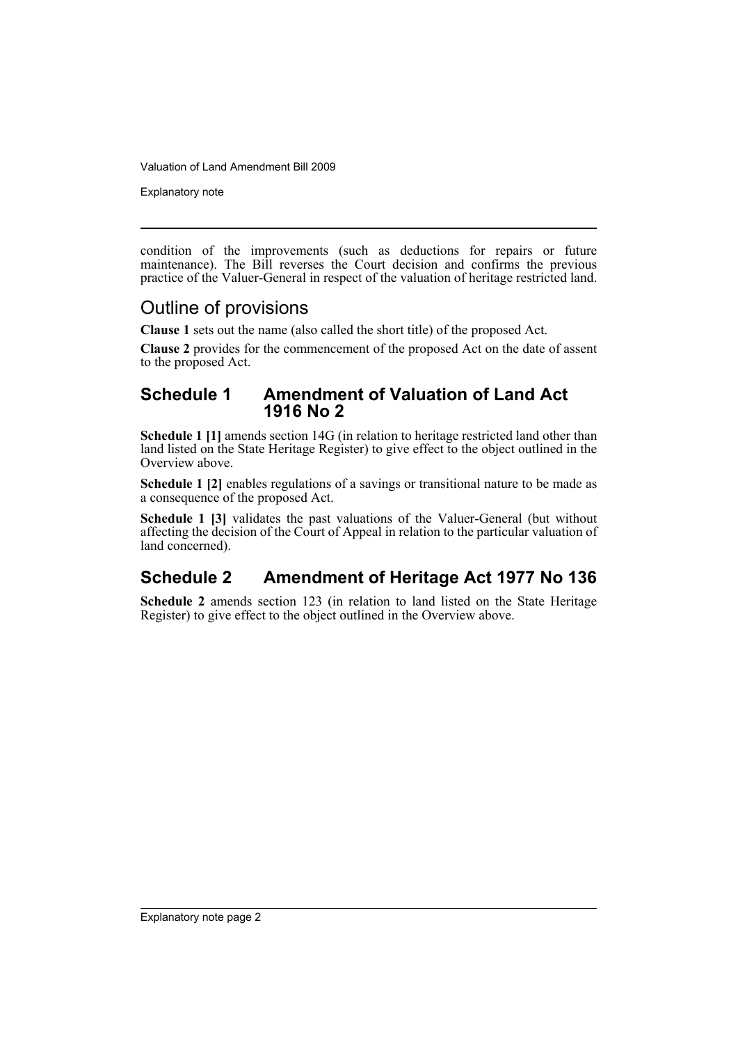condition of the improvements (such as deductions for repairs or future maintenance). The Bill reverses the Court decision and confirms the previous practice of the Valuer-General in respect of the valuation of heritage restricted land.

## Outline of provisions

**Clause 1** sets out the name (also called the short title) of the proposed Act.

**Clause 2** provides for the commencement of the proposed Act on the date of assent to the proposed Act.

### Schedule 1 Amendment of Valuation of Land Act 1916 No 2

**Schedule 1 [1]** amends section 14G (in relation to heritage restricted land other than land listed on the State Heritage Register) to give effect to the object outlined in the Overview above.

**Schedule 1 [2]** enables regulations of a savings or transitional nature to be made as a consequence of the proposed Act.

**Schedule 1 [3]** validates the past valuations of the Valuer-General (but without affecting the decision of the Court of Appeal in relation to the particular valuation of land concerned).

### Schedule 2 Amendment of Heritage Act 1977 No 136

**Schedule 2** amends section 123 (in relation to land listed on the State Heritage Register) to give effect to the object outlined in the Overview above.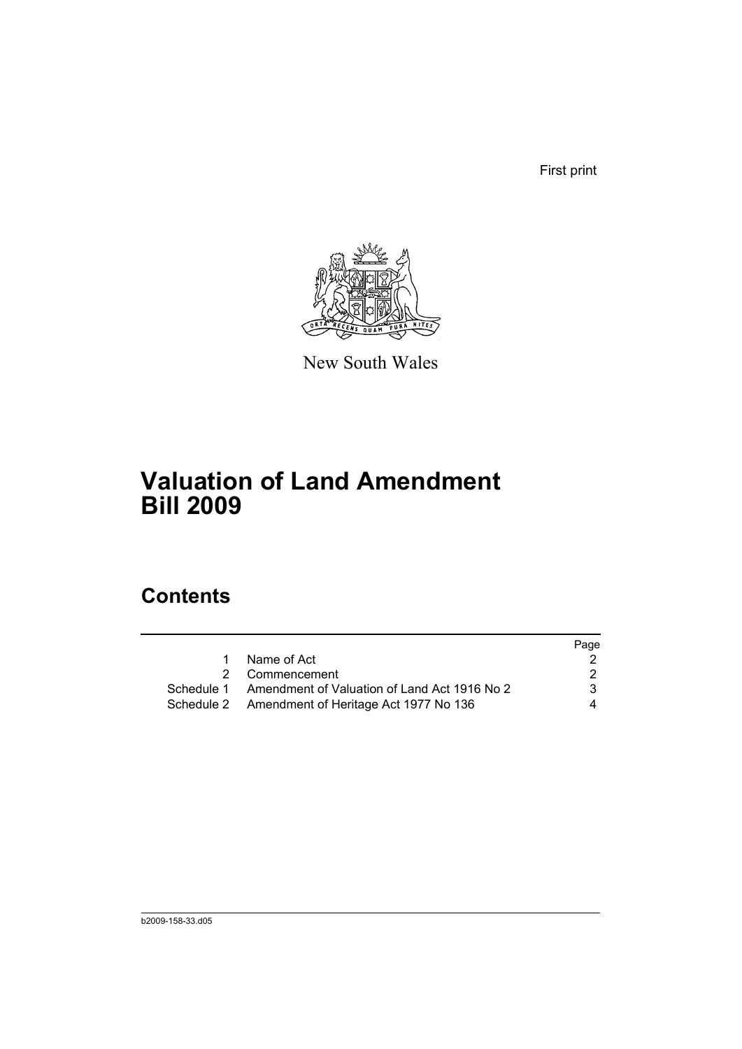First print

New South Wales

# Valuation of Land Amendment Bill 2009

## Contents

| | | Page |
|---|---|---|
| 1 | Name of Act | 2 |
| 2 | Commencement | 2 |
| Schedule 1 | Amendment of Valuation of Land Act 1916 No 2 | 3 |
| Schedule 2 | Amendment of Heritage Act 1977 No 136 | 4 |

b2009-158-33.d05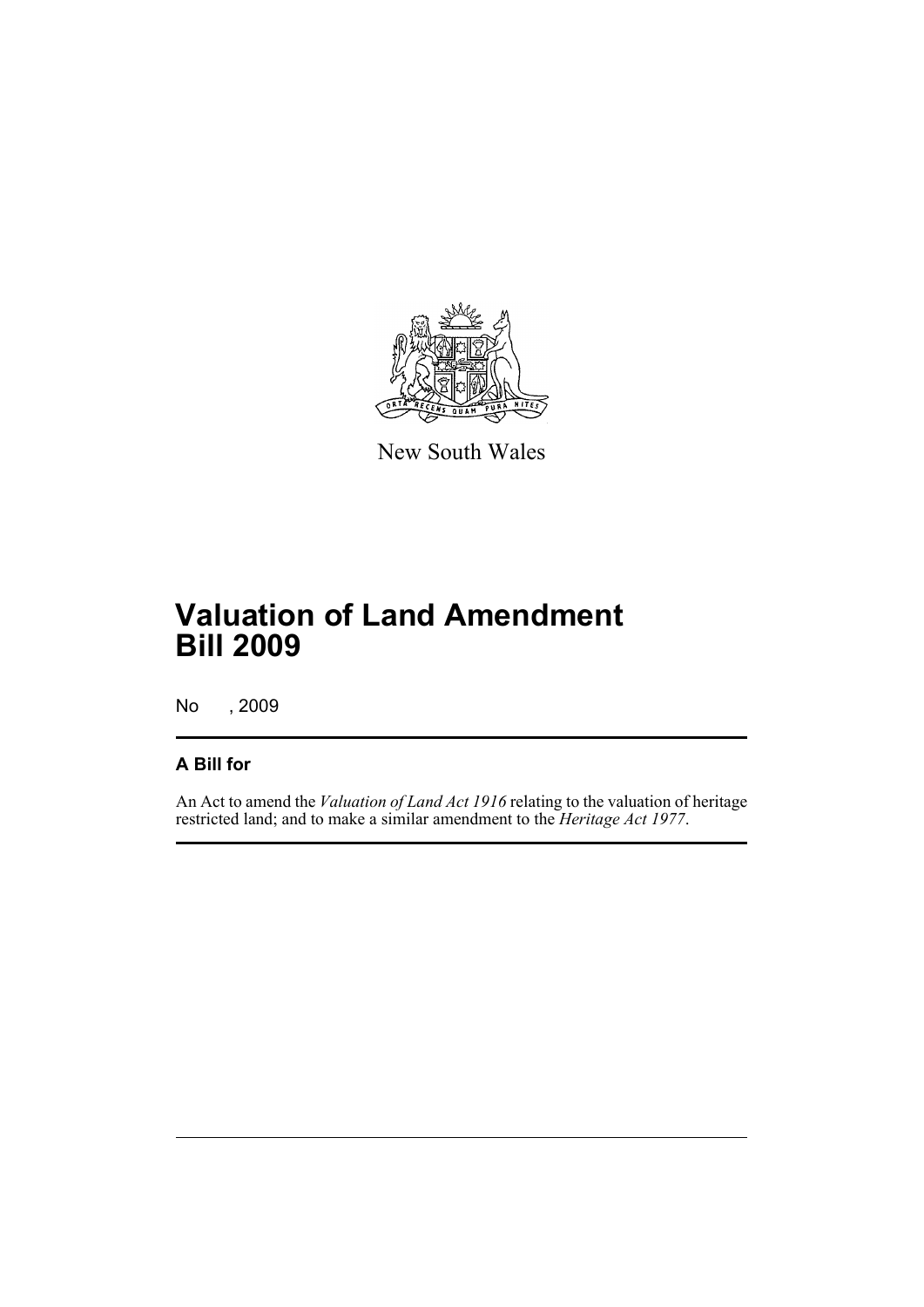New South Wales

# Valuation of Land Amendment Bill 2009

No , 2009

## A Bill for

An Act to amend the *Valuation of Land Act 1916* relating to the valuation of heritage restricted land; and to make a similar amendment to the *Heritage Act 1977*.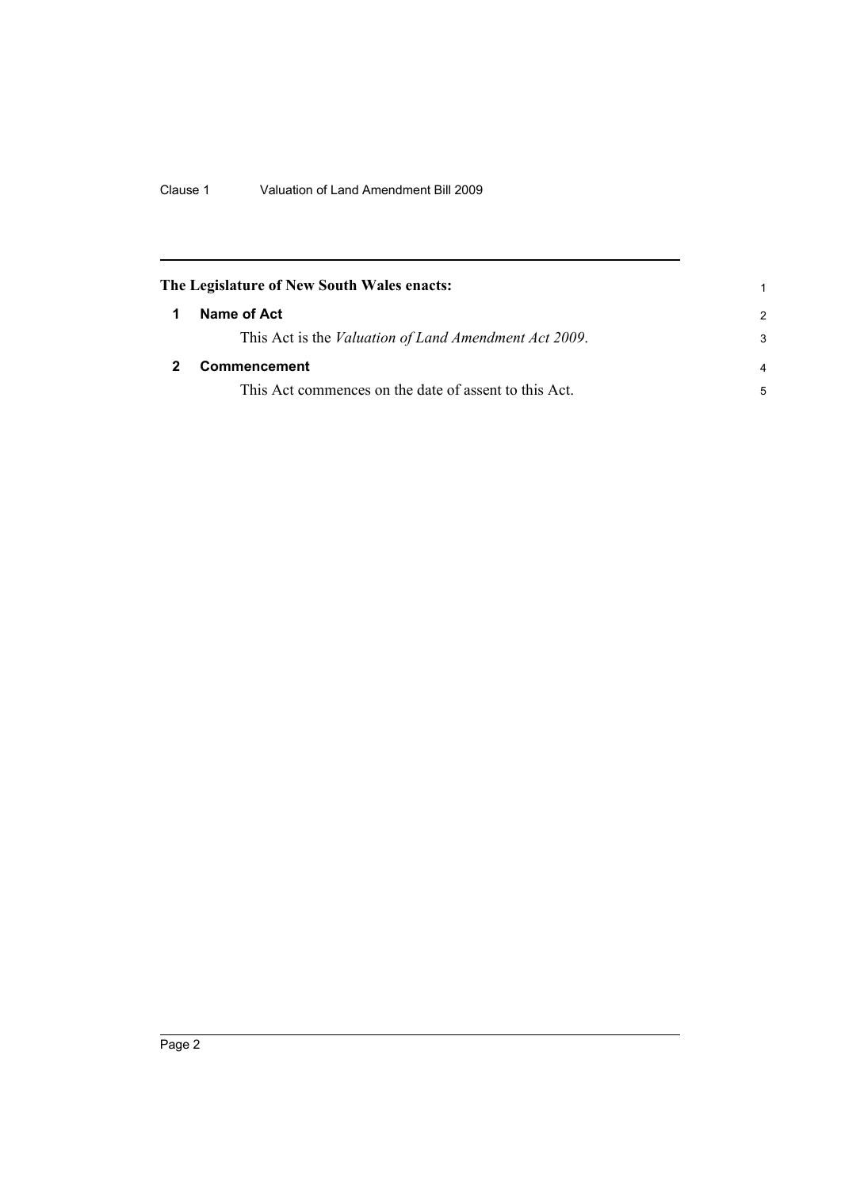**The Legislature of New South Wales enacts:**

## 1 Name of Act

This Act is the *Valuation of Land Amendment Act 2009*.

## 2 Commencement

This Act commences on the date of assent to this Act.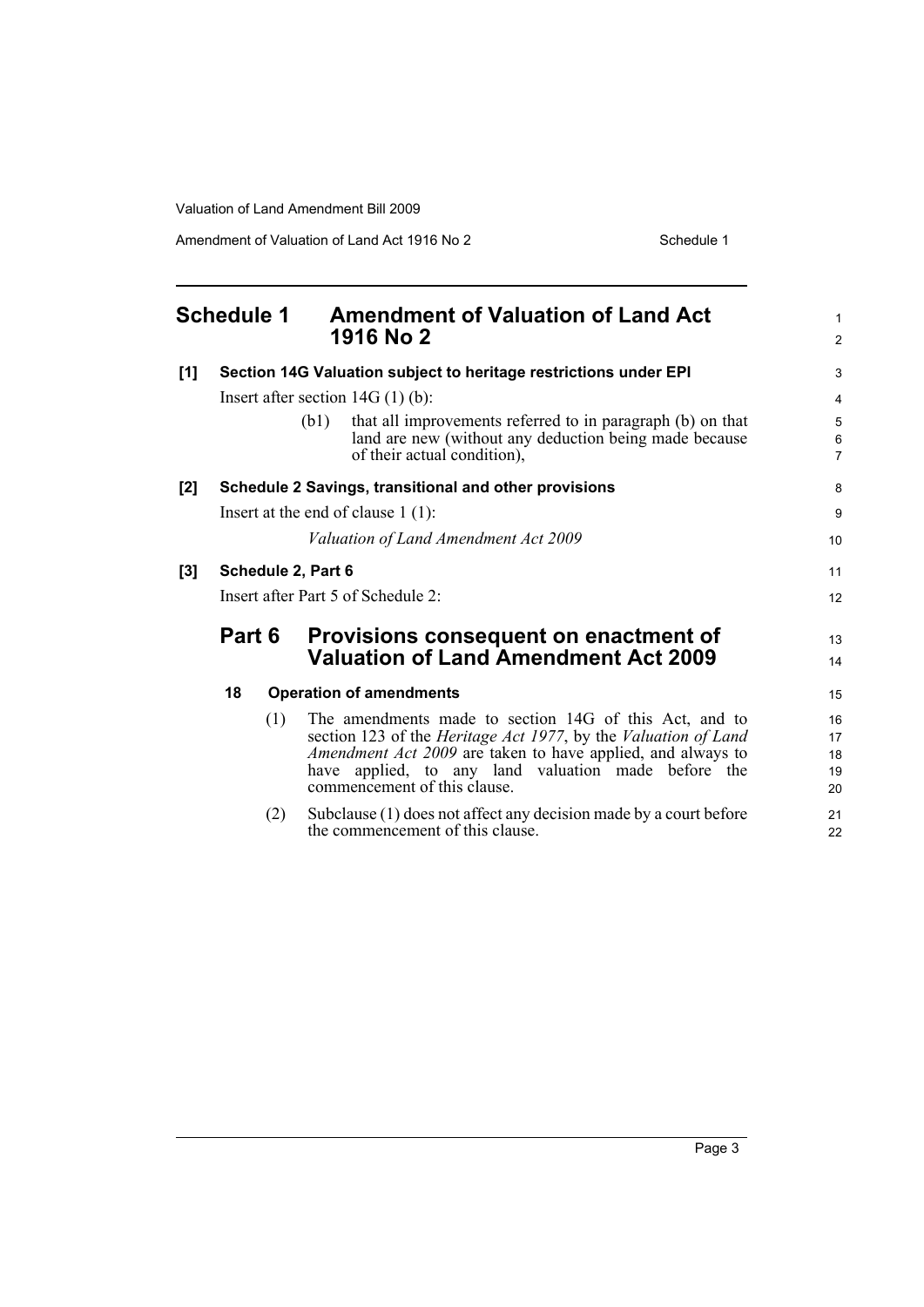# Schedule 1 Amendment of Valuation of Land Act 1916 No 2

**[1] Section 14G Valuation subject to heritage restrictions under EPI**

Insert after section 14G (1) (b):

(b1) that all improvements referred to in paragraph (b) on that land are new (without any deduction being made because of their actual condition),

**[2] Schedule 2 Savings, transitional and other provisions**

Insert at the end of clause 1 (1):

*Valuation of Land Amendment Act 2009*

**[3] Schedule 2, Part 6**

Insert after Part 5 of Schedule 2:

## Part 6 Provisions consequent on enactment of Valuation of Land Amendment Act 2009

### 18 Operation of amendments

(1) The amendments made to section 14G of this Act, and to section 123 of the *Heritage Act 1977*, by the *Valuation of Land Amendment Act 2009* are taken to have applied, and always to have applied, to any land valuation made before the commencement of this clause.

(2) Subclause (1) does not affect any decision made by a court before the commencement of this clause.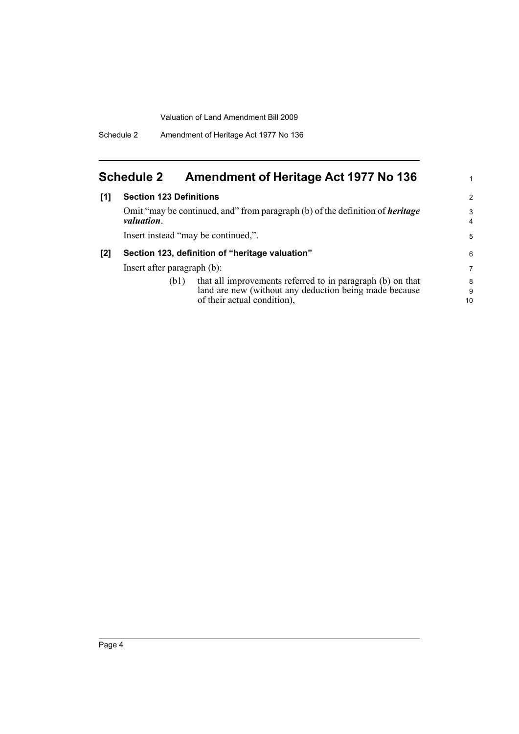## Schedule 2 Amendment of Heritage Act 1977 No 136

**[1] Section 123 Definitions**

Omit "may be continued, and" from paragraph (b) of the definition of ***heritage valuation***.

Insert instead "may be continued,".

**[2] Section 123, definition of "heritage valuation"**

Insert after paragraph (b):

(b1) that all improvements referred to in paragraph (b) on that land are new (without any deduction being made because of their actual condition),